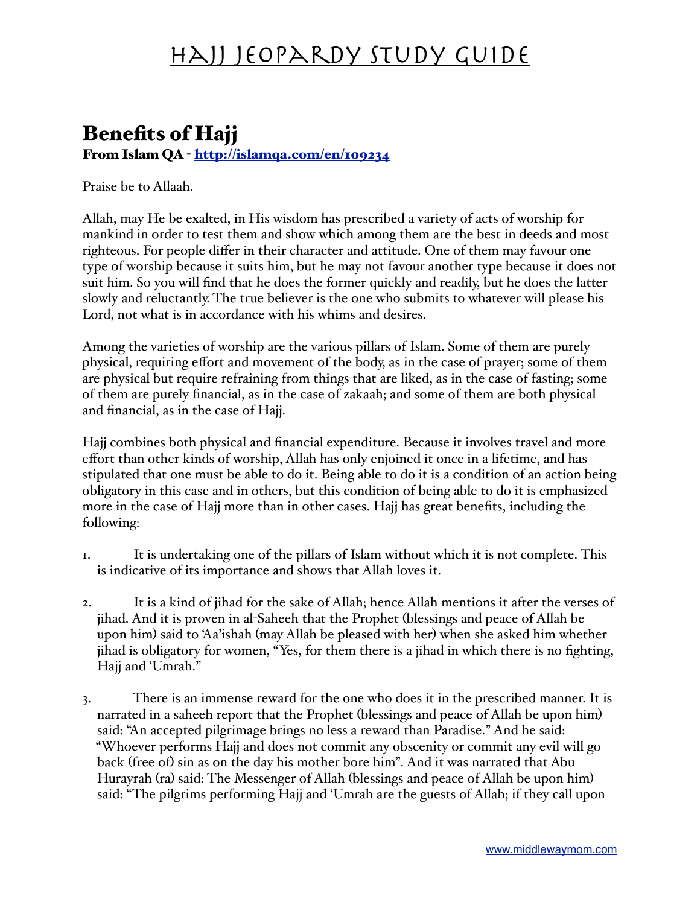// Hajj Jeopardy Study Guide

# Hajj Jeopardy Study Guide

## Benefits of Hajj

**From Islam QA - [http://islamqa.com/en/109234](http://islamqa.com/en/109234)**

Praise be to Allaah.

Allah, may He be exalted, in His wisdom has prescribed a variety of acts of worship for mankind in order to test them and show which among them are the best in deeds and most righteous. For people differ in their character and attitude. One of them may favour one type of worship because it suits him, but he may not favour another type because it does not suit him. So you will find that he does the former quickly and readily, but he does the latter slowly and reluctantly. The true believer is the one who submits to whatever will please his Lord, not what is in accordance with his whims and desires.

Among the varieties of worship are the various pillars of Islam. Some of them are purely physical, requiring effort and movement of the body, as in the case of prayer; some of them are physical but require refraining from things that are liked, as in the case of fasting; some of them are purely financial, as in the case of zakaah; and some of them are both physical and financial, as in the case of Hajj.

Hajj combines both physical and financial expenditure. Because it involves travel and more effort than other kinds of worship, Allah has only enjoined it once in a lifetime, and has stipulated that one must be able to do it. Being able to do it is a condition of an action being obligatory in this case and in others, but this condition of being able to do it is emphasized more in the case of Hajj more than in other cases. Hajj has great benefits, including the following:

1. It is undertaking one of the pillars of Islam without which it is not complete. This is indicative of its importance and shows that Allah loves it.

2. It is a kind of jihad for the sake of Allah; hence Allah mentions it after the verses of jihad. And it is proven in al-Saheeh that the Prophet (blessings and peace of Allah be upon him) said to 'Aa'ishah (may Allah be pleased with her) when she asked him whether jihad is obligatory for women, "Yes, for them there is a jihad in which there is no fighting, Hajj and 'Umrah."

3. There is an immense reward for the one who does it in the prescribed manner. It is narrated in a saheeh report that the Prophet (blessings and peace of Allah be upon him) said: "An accepted pilgrimage brings no less a reward than Paradise." And he said: "Whoever performs Hajj and does not commit any obscenity or commit any evil will go back (free of) sin as on the day his mother bore him". And it was narrated that Abu Hurayrah (ra) said: The Messenger of Allah (blessings and peace of Allah be upon him) said: "The pilgrims performing Hajj and 'Umrah are the guests of Allah; if they call upon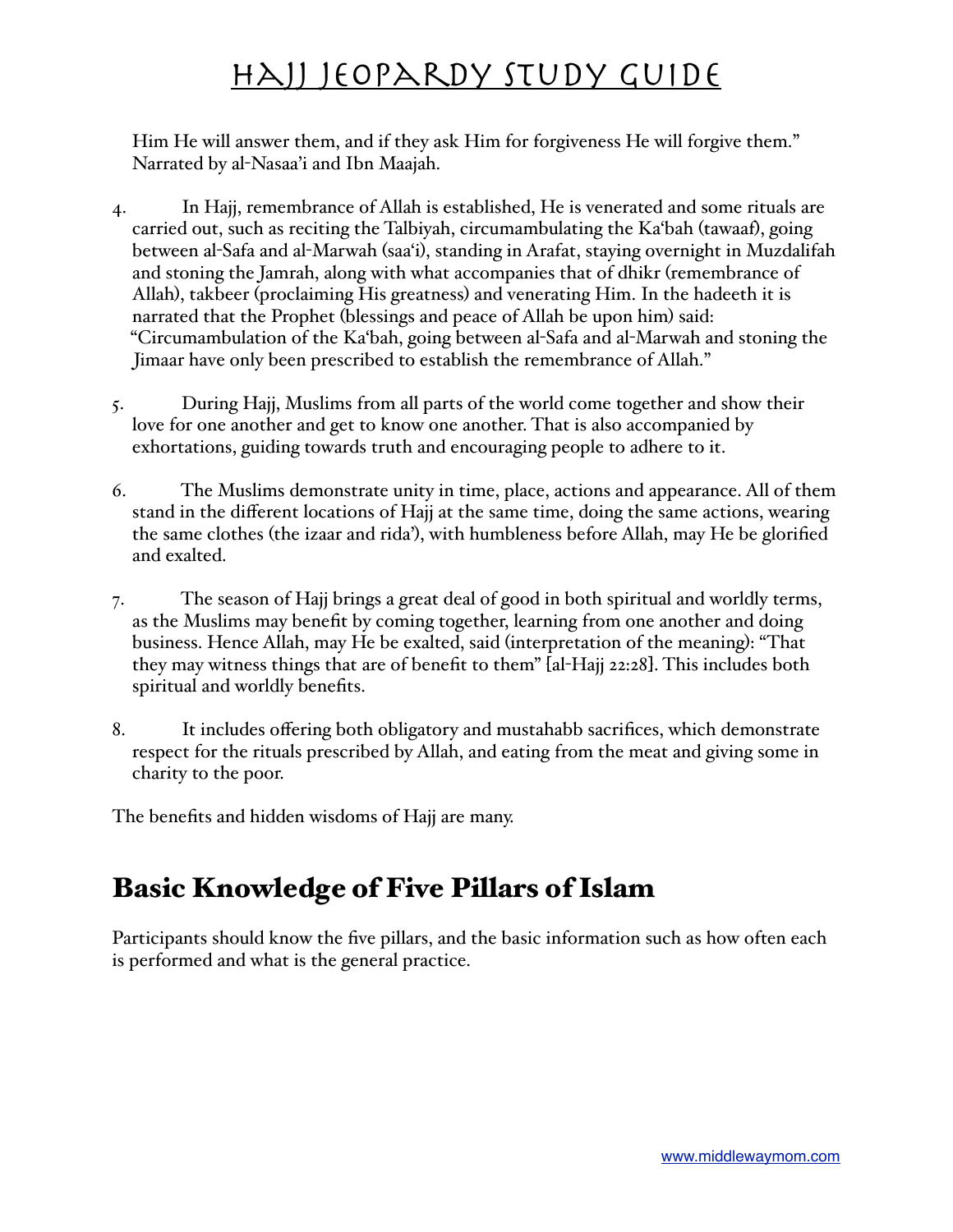Him He will answer them, and if they ask Him for forgiveness He will forgive them." Narrated by al-Nasaa'i and Ibn Maajah.

4. In Hajj, remembrance of Allah is established, He is venerated and some rituals are carried out, such as reciting the Talbiyah, circumambulating the Ka'bah (tawaaf), going between al-Safa and al-Marwah (saa'i), standing in Arafat, staying overnight in Muzdalifah and stoning the Jamrah, along with what accompanies that of dhikr (remembrance of Allah), takbeer (proclaiming His greatness) and venerating Him. In the hadeeth it is narrated that the Prophet (blessings and peace of Allah be upon him) said: "Circumambulation of the Ka'bah, going between al-Safa and al-Marwah and stoning the Jimaar have only been prescribed to establish the remembrance of Allah."

5. During Hajj, Muslims from all parts of the world come together and show their love for one another and get to know one another. That is also accompanied by exhortations, guiding towards truth and encouraging people to adhere to it.

6. The Muslims demonstrate unity in time, place, actions and appearance. All of them stand in the different locations of Hajj at the same time, doing the same actions, wearing the same clothes (the izaar and rida'), with humbleness before Allah, may He be glorified and exalted.

7. The season of Hajj brings a great deal of good in both spiritual and worldly terms, as the Muslims may benefit by coming together, learning from one another and doing business. Hence Allah, may He be exalted, said (interpretation of the meaning): "That they may witness things that are of benefit to them" [al-Hajj 22:28]. This includes both spiritual and worldly benefits.

8. It includes offering both obligatory and mustahabb sacrifices, which demonstrate respect for the rituals prescribed by Allah, and eating from the meat and giving some in charity to the poor.

The benefits and hidden wisdoms of Hajj are many.

## Basic Knowledge of Five Pillars of Islam

Participants should know the five pillars, and the basic information such as how often each is performed and what is the general practice.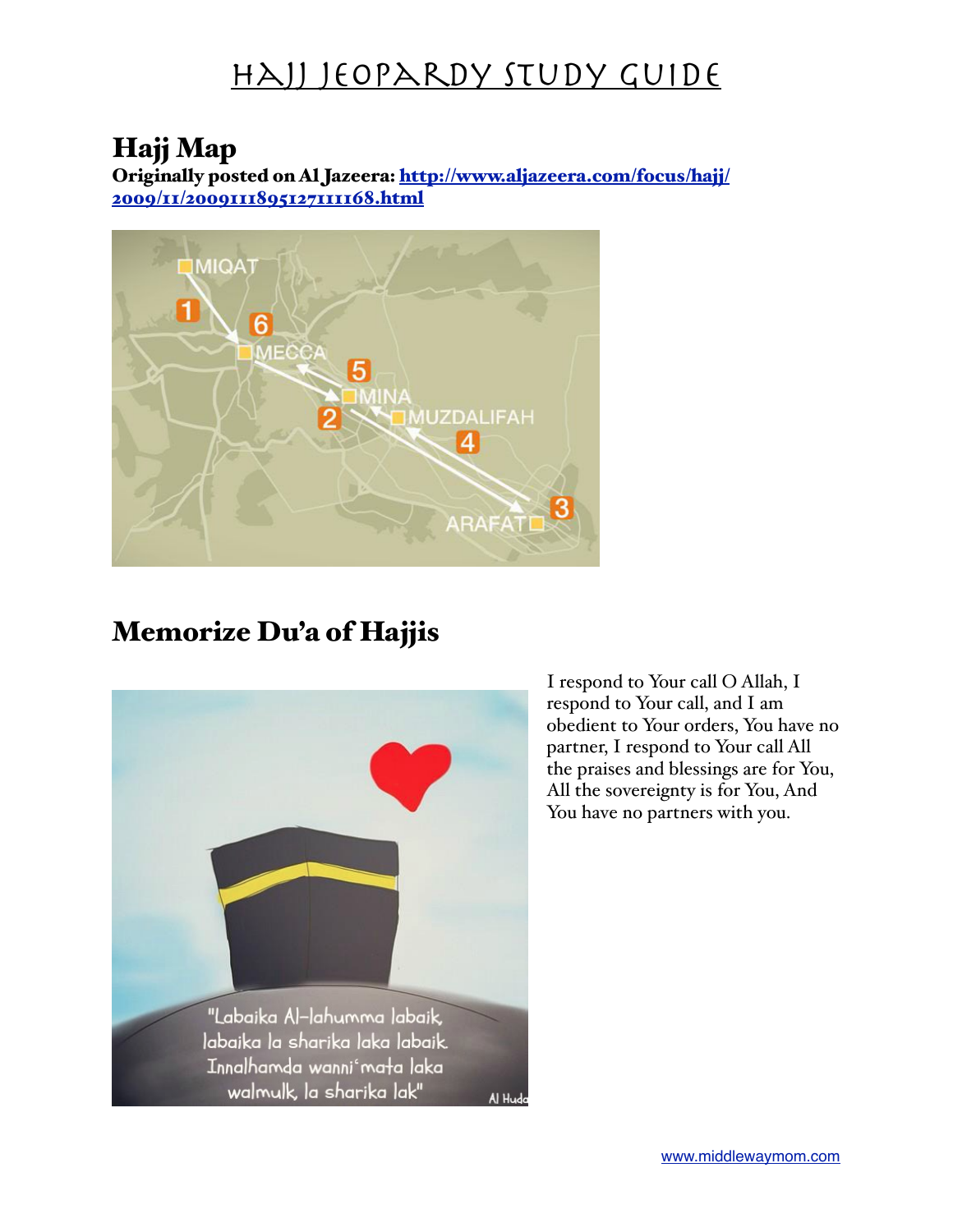# Hajj Jeopardy Study Guide

## Hajj Map

**Originally posted on Al Jazeera: [http://www.aljazeera.com/focus/hajj/2009/11/200911189512711168.html](http://www.aljazeera.com/focus/hajj/2009/11/200911189512711168.html)**

## Memorize Du'a of Hajjis

I respond to Your call O Allah, I respond to Your call, and I am obedient to Your orders, You have no partner, I respond to Your call All the praises and blessings are for You, All the sovereignty is for You, And You have no partners with you.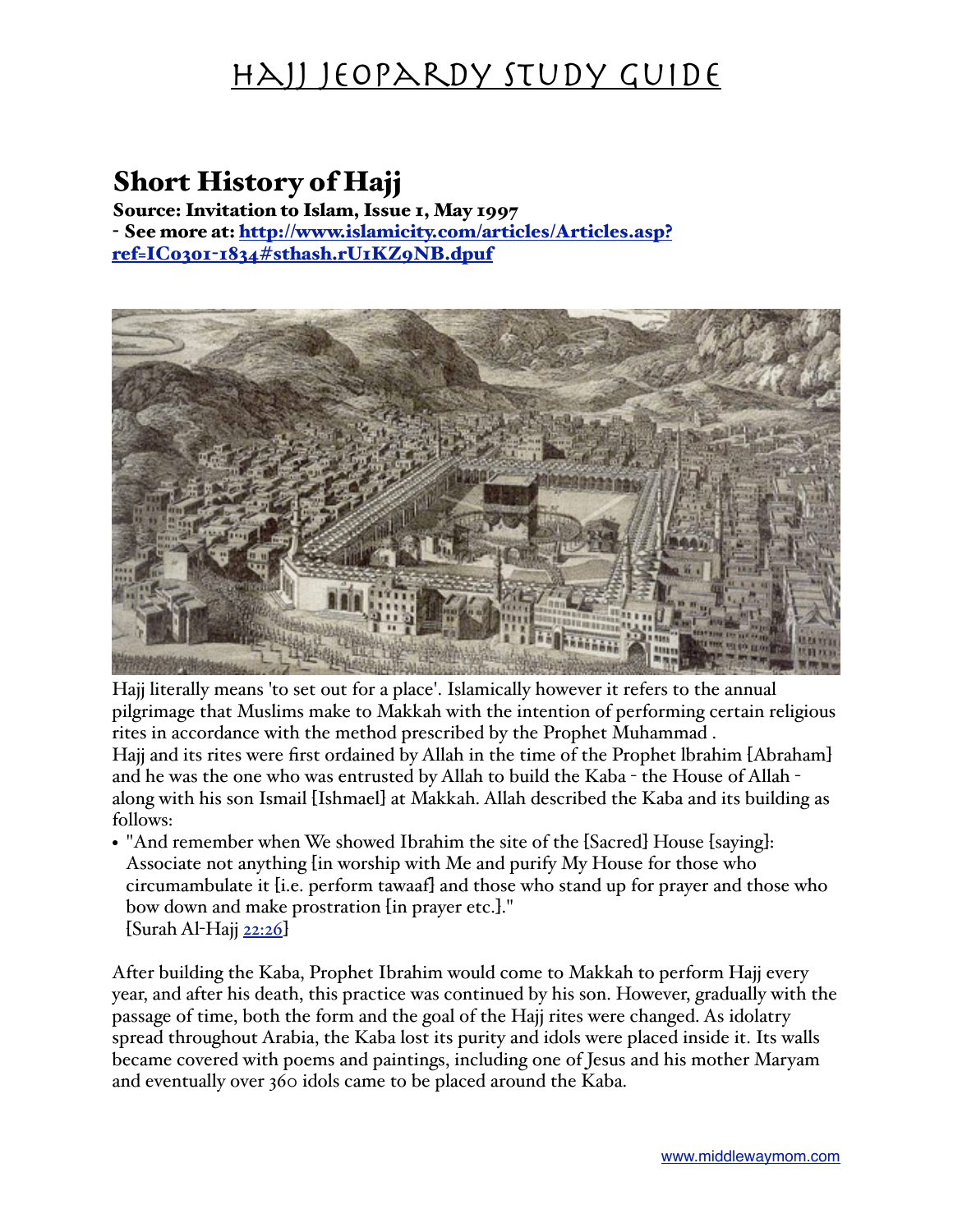# Hajj Jeopardy Study Guide

## Short History of Hajj

**Source: Invitation to Islam, Issue 1, May 1997**

**- See more at: [http://www.islamicity.com/articles/Articles.asp?ref=IC0301-1834#sthash.rU1KZ9NB.dpuf](http://www.islamicity.com/articles/Articles.asp?ref=IC0301-1834#sthash.rU1KZ9NB.dpuf)**

Hajj literally means 'to set out for a place'. Islamically however it refers to the annual pilgrimage that Muslims make to Makkah with the intention of performing certain religious rites in accordance with the method prescribed by the Prophet Muhammad .

Hajj and its rites were first ordained by Allah in the time of the Prophet lbrahim [Abraham] and he was the one who was entrusted by Allah to build the Kaba - the House of Allah - along with his son Ismail [Ishmael] at Makkah. Allah described the Kaba and its building as follows:

- "And remember when We showed Ibrahim the site of the [Sacred] House [saying]: Associate not anything [in worship with Me and purify My House for those who circumambulate it [i.e. perform tawaaf] and those who stand up for prayer and those who bow down and make prostration [in prayer etc.]."
  [Surah Al-Hajj 22:26]

After building the Kaba, Prophet Ibrahim would come to Makkah to perform Hajj every year, and after his death, this practice was continued by his son. However, gradually with the passage of time, both the form and the goal of the Hajj rites were changed. As idolatry spread throughout Arabia, the Kaba lost its purity and idols were placed inside it. Its walls became covered with poems and paintings, including one of Jesus and his mother Maryam and eventually over 360 idols came to be placed around the Kaba.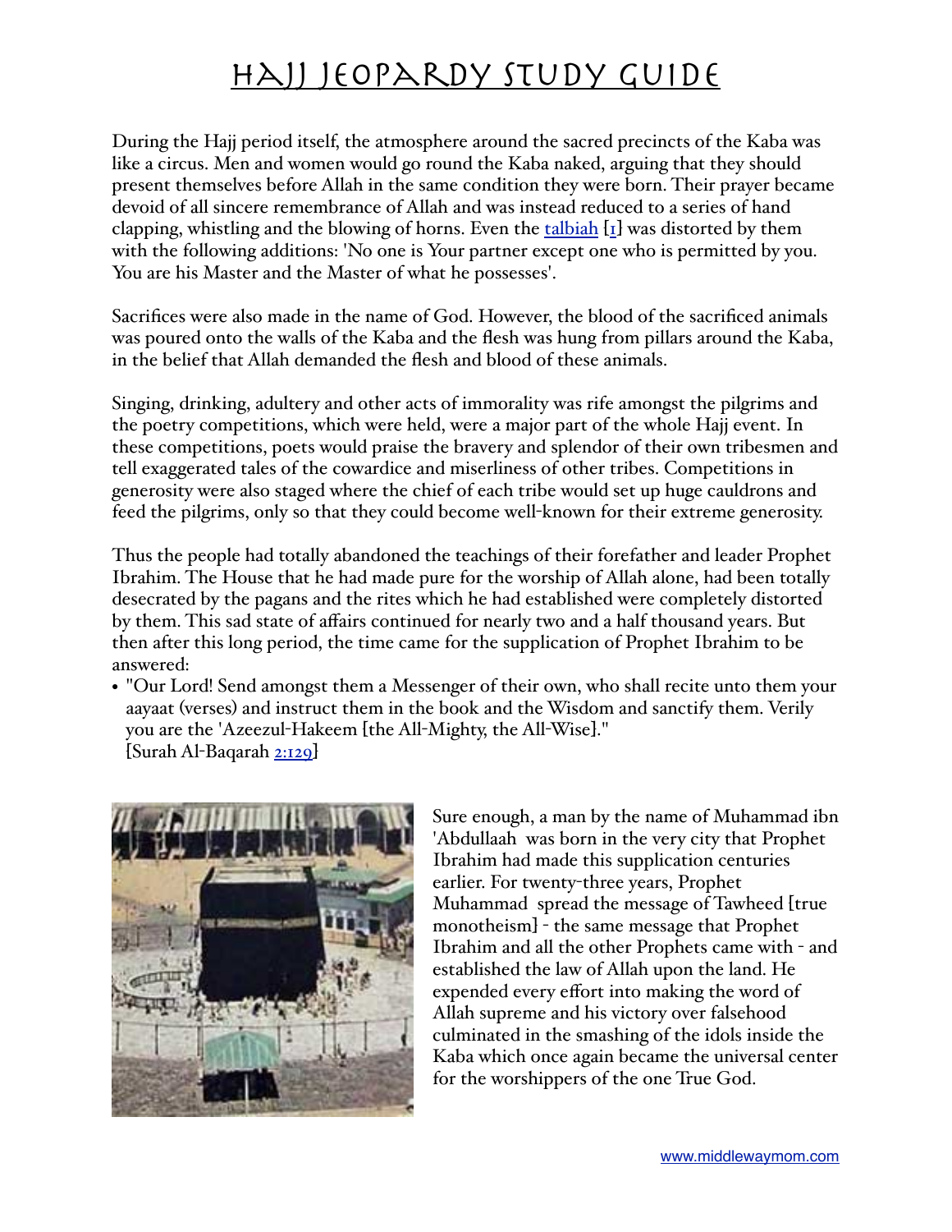# Hajj Jeopardy Study Guide

During the Hajj period itself, the atmosphere around the sacred precincts of the Kaba was like a circus. Men and women would go round the Kaba naked, arguing that they should present themselves before Allah in the same condition they were born. Their prayer became devoid of all sincere remembrance of Allah and was instead reduced to a series of hand clapping, whistling and the blowing of horns. Even the talbiah [1] was distorted by them with the following additions: 'No one is Your partner except one who is permitted by you. You are his Master and the Master of what he possesses'.

Sacrifices were also made in the name of God. However, the blood of the sacrificed animals was poured onto the walls of the Kaba and the flesh was hung from pillars around the Kaba, in the belief that Allah demanded the flesh and blood of these animals.

Singing, drinking, adultery and other acts of immorality was rife amongst the pilgrims and the poetry competitions, which were held, were a major part of the whole Hajj event. In these competitions, poets would praise the bravery and splendor of their own tribesmen and tell exaggerated tales of the cowardice and miserliness of other tribes. Competitions in generosity were also staged where the chief of each tribe would set up huge cauldrons and feed the pilgrims, only so that they could become well-known for their extreme generosity.

Thus the people had totally abandoned the teachings of their forefather and leader Prophet Ibrahim. The House that he had made pure for the worship of Allah alone, had been totally desecrated by the pagans and the rites which he had established were completely distorted by them. This sad state of affairs continued for nearly two and a half thousand years. But then after this long period, the time came for the supplication of Prophet Ibrahim to be answered:

- "Our Lord! Send amongst them a Messenger of their own, who shall recite unto them your aayaat (verses) and instruct them in the book and the Wisdom and sanctify them. Verily you are the 'Azeezul-Hakeem [the All-Mighty, the All-Wise]." [Surah Al-Baqarah 2:129]

Sure enough, a man by the name of Muhammad ibn 'Abdullaah was born in the very city that Prophet Ibrahim had made this supplication centuries earlier. For twenty-three years, Prophet Muhammad spread the message of Tawheed [true monotheism] - the same message that Prophet Ibrahim and all the other Prophets came with - and established the law of Allah upon the land. He expended every effort into making the word of Allah supreme and his victory over falsehood culminated in the smashing of the idols inside the Kaba which once again became the universal center for the worshippers of the one True God.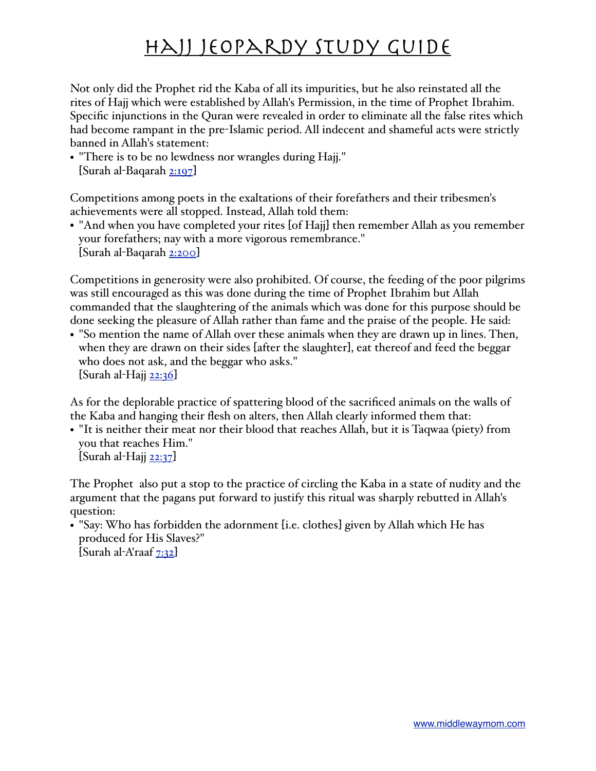# Hajj Jeopardy Study Guide

Not only did the Prophet rid the Kaba of all its impurities, but he also reinstated all the rites of Hajj which were established by Allah's Permission, in the time of Prophet Ibrahim. Specific injunctions in the Quran were revealed in order to eliminate all the false rites which had become rampant in the pre-Islamic period. All indecent and shameful acts were strictly banned in Allah's statement:

- "There is to be no lewdness nor wrangles during Hajj." [Surah al-Baqarah 2:197]

Competitions among poets in the exaltations of their forefathers and their tribesmen's achievements were all stopped. Instead, Allah told them:

- "And when you have completed your rites [of Hajj] then remember Allah as you remember your forefathers; nay with a more vigorous remembrance." [Surah al-Baqarah 2:200]

Competitions in generosity were also prohibited. Of course, the feeding of the poor pilgrims was still encouraged as this was done during the time of Prophet Ibrahim but Allah commanded that the slaughtering of the animals which was done for this purpose should be done seeking the pleasure of Allah rather than fame and the praise of the people. He said:

- "So mention the name of Allah over these animals when they are drawn up in lines. Then, when they are drawn on their sides [after the slaughter], eat thereof and feed the beggar who does not ask, and the beggar who asks." [Surah al-Hajj 22:36]

As for the deplorable practice of spattering blood of the sacrificed animals on the walls of the Kaba and hanging their flesh on alters, then Allah clearly informed them that:

- "It is neither their meat nor their blood that reaches Allah, but it is Taqwaa (piety) from you that reaches Him." [Surah al-Hajj 22:37]

The Prophet also put a stop to the practice of circling the Kaba in a state of nudity and the argument that the pagans put forward to justify this ritual was sharply rebutted in Allah's question:

- "Say: Who has forbidden the adornment [i.e. clothes] given by Allah which He has produced for His Slaves?" [Surah al-A'raaf 7:32]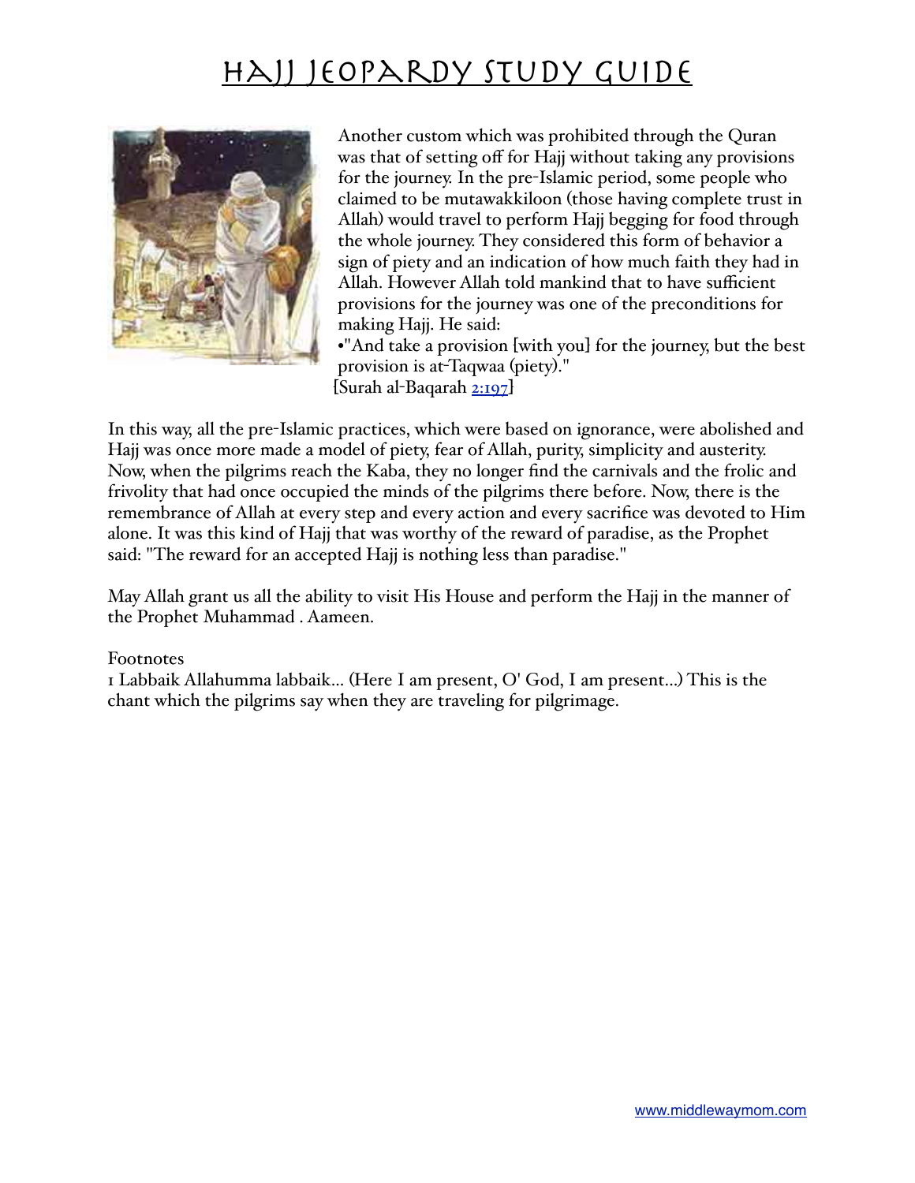# Hajj Jeopardy Study Guide

Another custom which was prohibited through the Quran was that of setting off for Hajj without taking any provisions for the journey. In the pre-Islamic period, some people who claimed to be mutawakkiloon (those having complete trust in Allah) would travel to perform Hajj begging for food through the whole journey. They considered this form of behavior a sign of piety and an indication of how much faith they had in Allah. However Allah told mankind that to have sufficient provisions for the journey was one of the preconditions for making Hajj. He said:

•"And take a provision [with you] for the journey, but the best provision is at-Taqwaa (piety)."
[Surah al-Baqarah 2:197]

In this way, all the pre-Islamic practices, which were based on ignorance, were abolished and Hajj was once more made a model of piety, fear of Allah, purity, simplicity and austerity. Now, when the pilgrims reach the Kaba, they no longer find the carnivals and the frolic and frivolity that had once occupied the minds of the pilgrims there before. Now, there is the remembrance of Allah at every step and every action and every sacrifice was devoted to Him alone. It was this kind of Hajj that was worthy of the reward of paradise, as the Prophet said: "The reward for an accepted Hajj is nothing less than paradise."

May Allah grant us all the ability to visit His House and perform the Hajj in the manner of the Prophet Muhammad . Aameen.

Footnotes

1 Labbaik Allahumma labbaik... (Here I am present, O' God, I am present...) This is the chant which the pilgrims say when they are traveling for pilgrimage.

www.middlewaymom.com